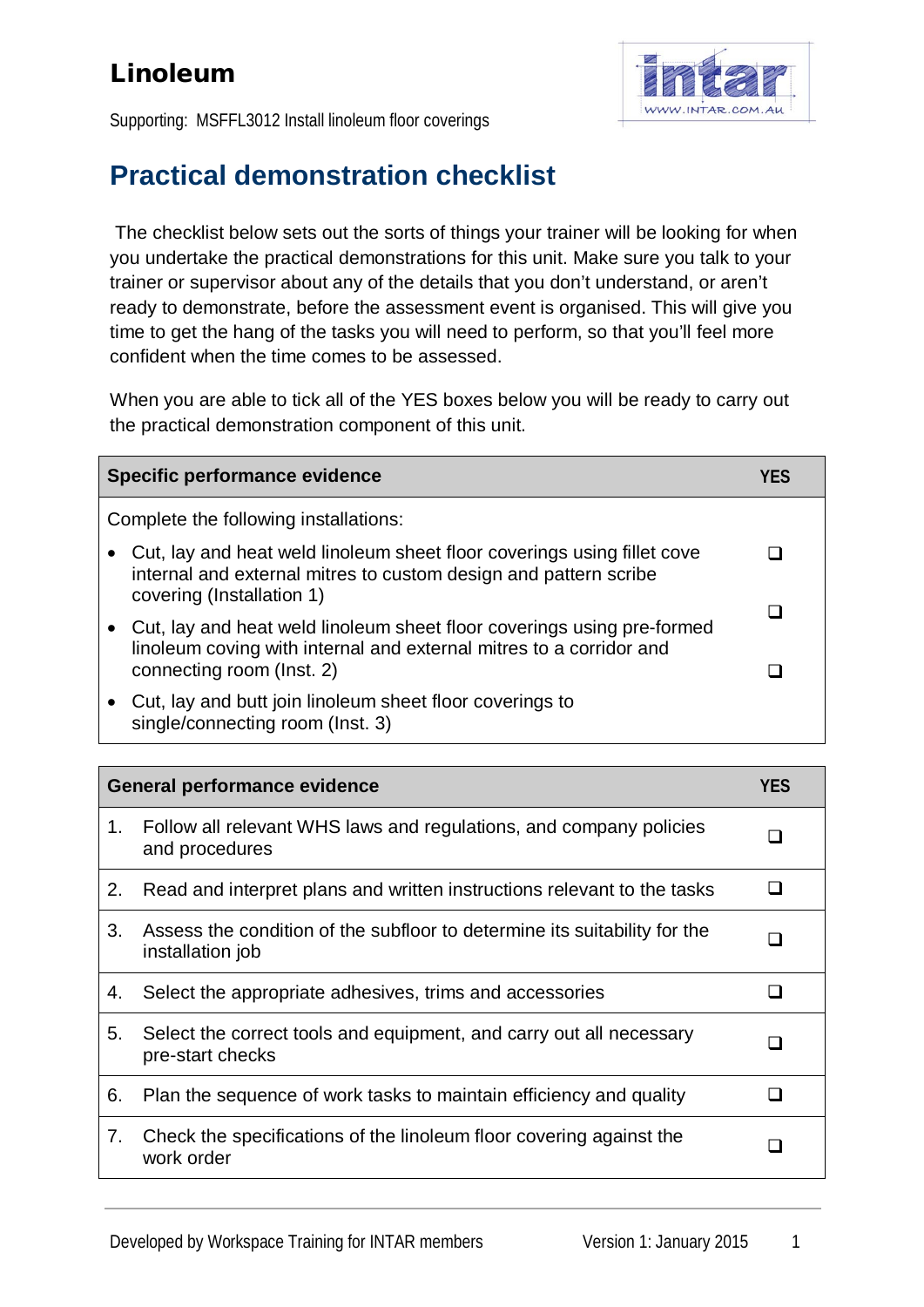# Linoleum

Supporting: MSFFL3012 Install linoleum floor coverings

## Practical demonstration checklist

The checklist below sets out the sorts of things your trainer will be looking for when you undertake the practical demonstrations for this unit. Make sure you talk to your trainer or supervisor about any of the details that you don't understand, or aren't ready to demonstrate, before the assessment event is organised. This will give you time to get the hang of the tasks you will need to perform, so that you'll feel more confident when the time comes to be assessed.

When you are able to tick all of the YES boxes below you will be ready to carry out the practical demonstration component of this unit.

| Specific performance evidence | YES |
|---|---|
| Complete the following installations: | |
| • Cut, lay and heat weld linoleum sheet floor coverings using fillet cove internal and external mitres to custom design and pattern scribe covering (Installation 1) | ❑ |
| • Cut, lay and heat weld linoleum sheet floor coverings using pre-formed linoleum coving with internal and external mitres to a corridor and connecting room (Inst. 2) | ❑ |
| • Cut, lay and butt join linoleum sheet floor coverings to single/connecting room (Inst. 3) | ❑ |

| General performance evidence | YES |
|---|---|
| 1. Follow all relevant WHS laws and regulations, and company policies and procedures | ❑ |
| 2. Read and interpret plans and written instructions relevant to the tasks | ❑ |
| 3. Assess the condition of the subfloor to determine its suitability for the installation job | ❑ |
| 4. Select the appropriate adhesives, trims and accessories | ❑ |
| 5. Select the correct tools and equipment, and carry out all necessary pre-start checks | ❑ |
| 6. Plan the sequence of work tasks to maintain efficiency and quality | ❑ |
| 7. Check the specifications of the linoleum floor covering against the work order | ❑ |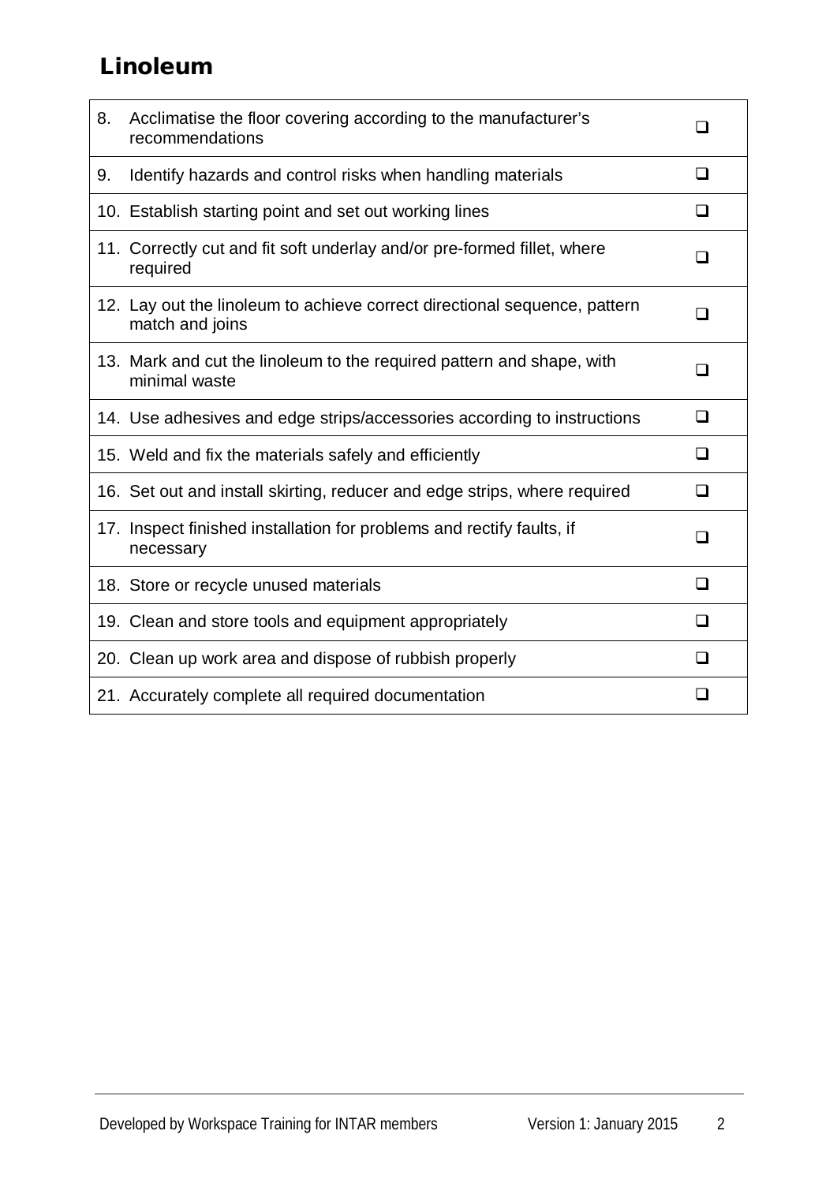## Linoleum

| | | |
|---|---|---|
| 8. | Acclimatise the floor covering according to the manufacturer's recommendations | ❑ |
| 9. | Identify hazards and control risks when handling materials | ❑ |
| 10. | Establish starting point and set out working lines | ❑ |
| 11. | Correctly cut and fit soft underlay and/or pre-formed fillet, where required | ❑ |
| 12. | Lay out the linoleum to achieve correct directional sequence, pattern match and joins | ❑ |
| 13. | Mark and cut the linoleum to the required pattern and shape, with minimal waste | ❑ |
| 14. | Use adhesives and edge strips/accessories according to instructions | ❑ |
| 15. | Weld and fix the materials safely and efficiently | ❑ |
| 16. | Set out and install skirting, reducer and edge strips, where required | ❑ |
| 17. | Inspect finished installation for problems and rectify faults, if necessary | ❑ |
| 18. | Store or recycle unused materials | ❑ |
| 19. | Clean and store tools and equipment appropriately | ❑ |
| 20. | Clean up work area and dispose of rubbish properly | ❑ |
| 21. | Accurately complete all required documentation | ❑ |